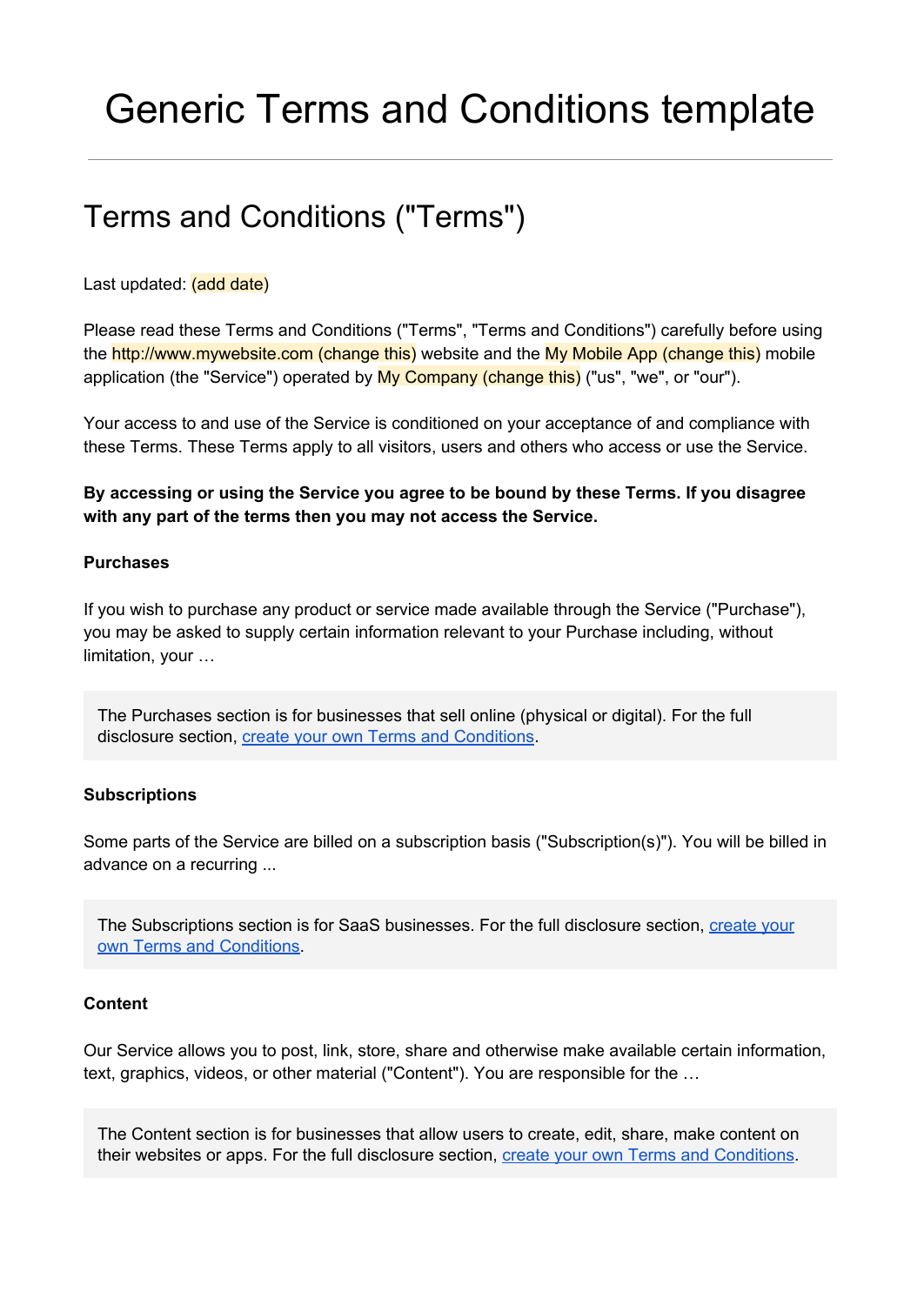# Generic Terms and Conditions template

---

## Terms and Conditions ("Terms")

Last updated: (add date)

Please read these Terms and Conditions ("Terms", "Terms and Conditions") carefully before using the http://www.mywebsite.com (change this) website and the My Mobile App (change this) mobile application (the "Service") operated by My Company (change this) ("us", "we", or "our").

Your access to and use of the Service is conditioned on your acceptance of and compliance with these Terms. These Terms apply to all visitors, users and others who access or use the Service.

**By accessing or using the Service you agree to be bound by these Terms. If you disagree with any part of the terms then you may not access the Service.**

**Purchases**

If you wish to purchase any product or service made available through the Service ("Purchase"), you may be asked to supply certain information relevant to your Purchase including, without limitation, your …

> The Purchases section is for businesses that sell online (physical or digital). For the full disclosure section, [create your own Terms and Conditions](#).

**Subscriptions**

Some parts of the Service are billed on a subscription basis ("Subscription(s)"). You will be billed in advance on a recurring ...

> The Subscriptions section is for SaaS businesses. For the full disclosure section, [create your own Terms and Conditions](#).

**Content**

Our Service allows you to post, link, store, share and otherwise make available certain information, text, graphics, videos, or other material ("Content"). You are responsible for the …

> The Content section is for businesses that allow users to create, edit, share, make content on their websites or apps. For the full disclosure section, [create your own Terms and Conditions](#).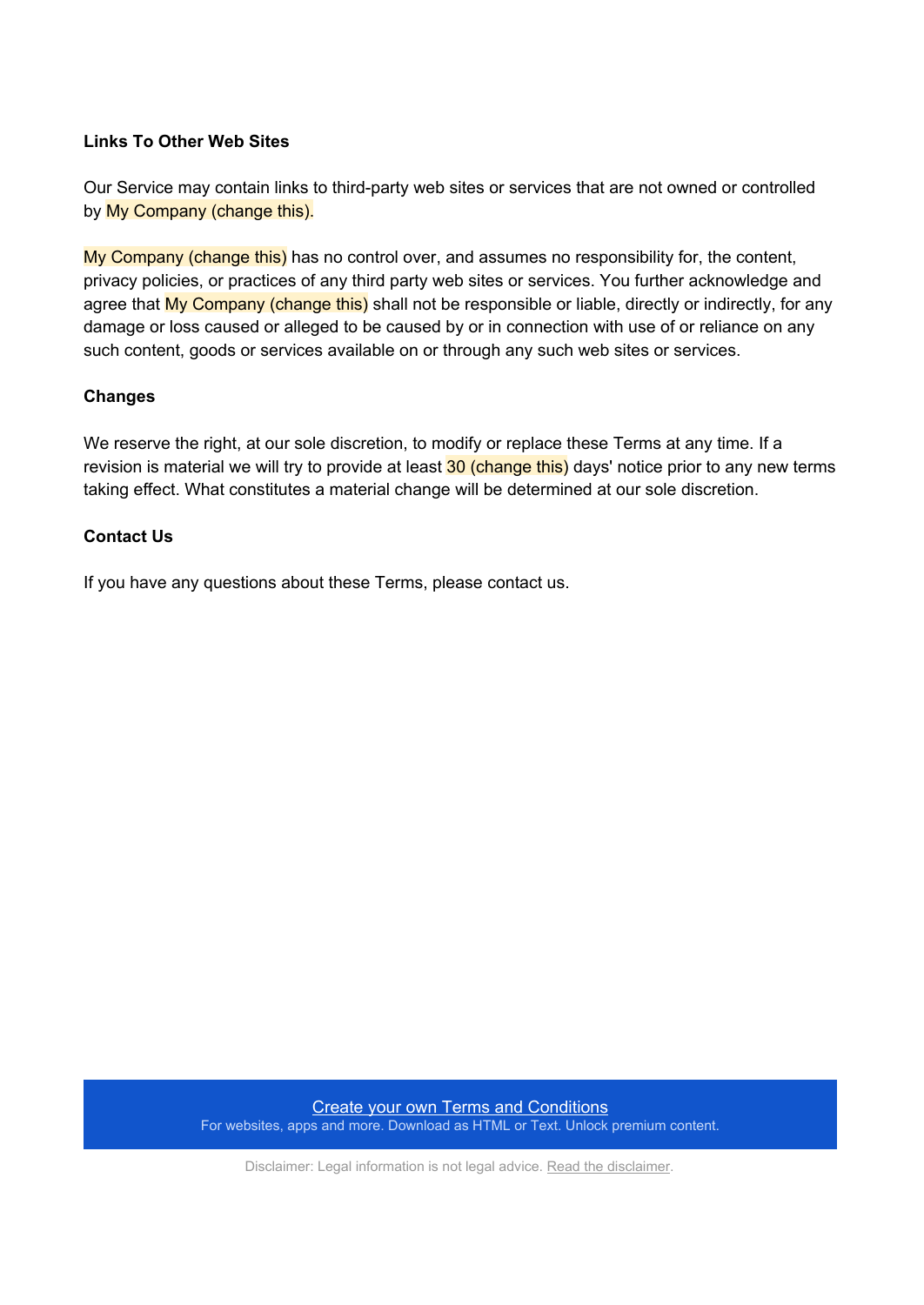**Links To Other Web Sites**

Our Service may contain links to third-party web sites or services that are not owned or controlled by My Company (change this).

My Company (change this) has no control over, and assumes no responsibility for, the content, privacy policies, or practices of any third party web sites or services. You further acknowledge and agree that My Company (change this) shall not be responsible or liable, directly or indirectly, for any damage or loss caused or alleged to be caused by or in connection with use of or reliance on any such content, goods or services available on or through any such web sites or services.

**Changes**

We reserve the right, at our sole discretion, to modify or replace these Terms at any time. If a revision is material we will try to provide at least 30 (change this) days' notice prior to any new terms taking effect. What constitutes a material change will be determined at our sole discretion.

**Contact Us**

If you have any questions about these Terms, please contact us.

Create your own Terms and Conditions
For websites, apps and more. Download as HTML or Text. Unlock premium content.

Disclaimer: Legal information is not legal advice. Read the disclaimer.